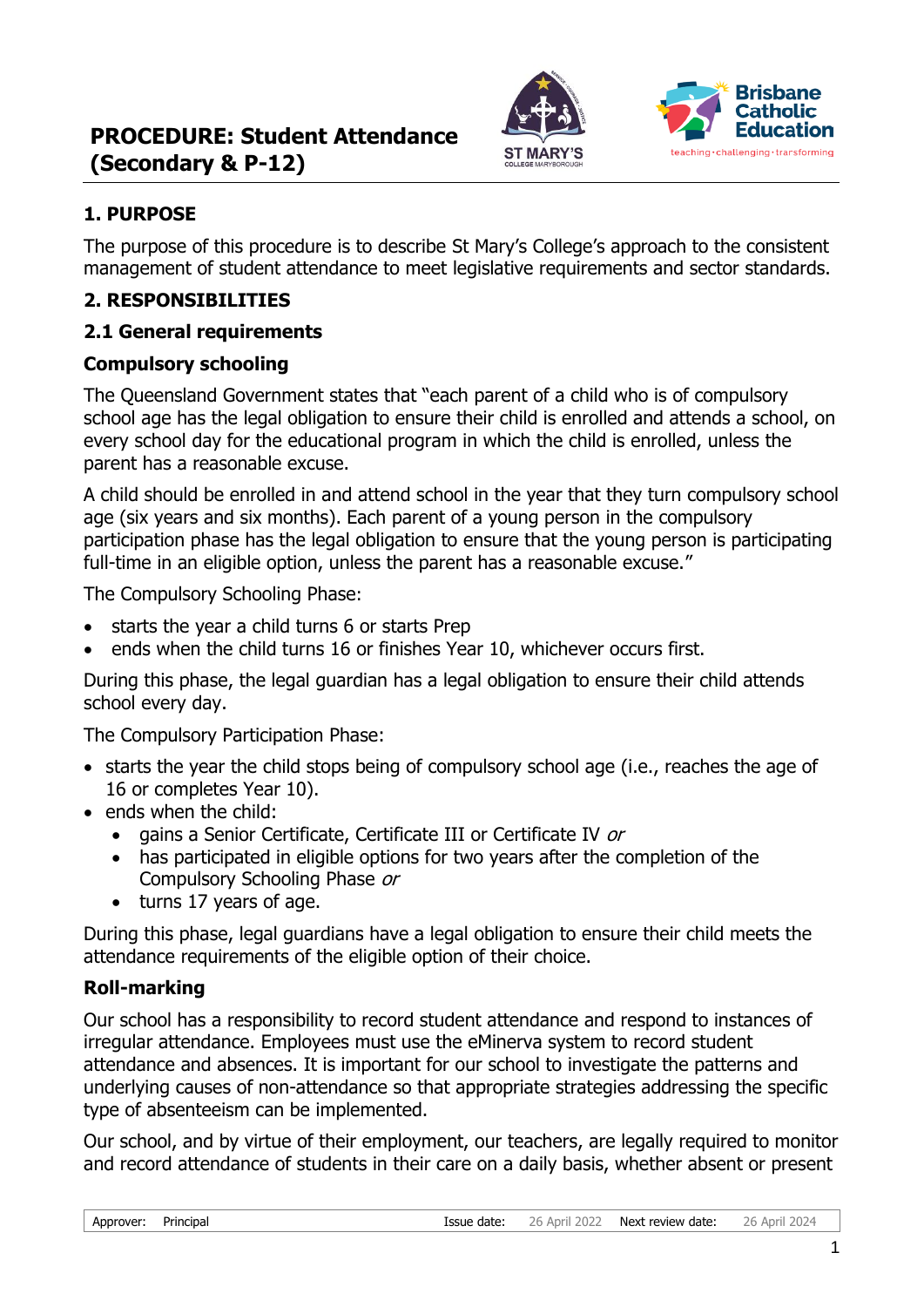# PROCEDURE: Student Attendance (Secondary & P-12)

## 1. PURPOSE

The purpose of this procedure is to describe St Mary's College's approach to the consistent management of student attendance to meet legislative requirements and sector standards.

## 2. RESPONSIBILITIES

### 2.1 General requirements

#### Compulsory schooling

The Queensland Government states that "each parent of a child who is of compulsory school age has the legal obligation to ensure their child is enrolled and attends a school, on every school day for the educational program in which the child is enrolled, unless the parent has a reasonable excuse.

A child should be enrolled in and attend school in the year that they turn compulsory school age (six years and six months). Each parent of a young person in the compulsory participation phase has the legal obligation to ensure that the young person is participating full-time in an eligible option, unless the parent has a reasonable excuse."

The Compulsory Schooling Phase:

- starts the year a child turns 6 or starts Prep
- ends when the child turns 16 or finishes Year 10, whichever occurs first.

During this phase, the legal guardian has a legal obligation to ensure their child attends school every day.

The Compulsory Participation Phase:

- starts the year the child stops being of compulsory school age (i.e., reaches the age of 16 or completes Year 10).
- ends when the child:
  - gains a Senior Certificate, Certificate III or Certificate IV *or*
  - has participated in eligible options for two years after the completion of the Compulsory Schooling Phase *or*
  - turns 17 years of age.

During this phase, legal guardians have a legal obligation to ensure their child meets the attendance requirements of the eligible option of their choice.

#### Roll-marking

Our school has a responsibility to record student attendance and respond to instances of irregular attendance. Employees must use the eMinerva system to record student attendance and absences. It is important for our school to investigate the patterns and underlying causes of non-attendance so that appropriate strategies addressing the specific type of absenteeism can be implemented.

Our school, and by virtue of their employment, our teachers, are legally required to monitor and record attendance of students in their care on a daily basis, whether absent or present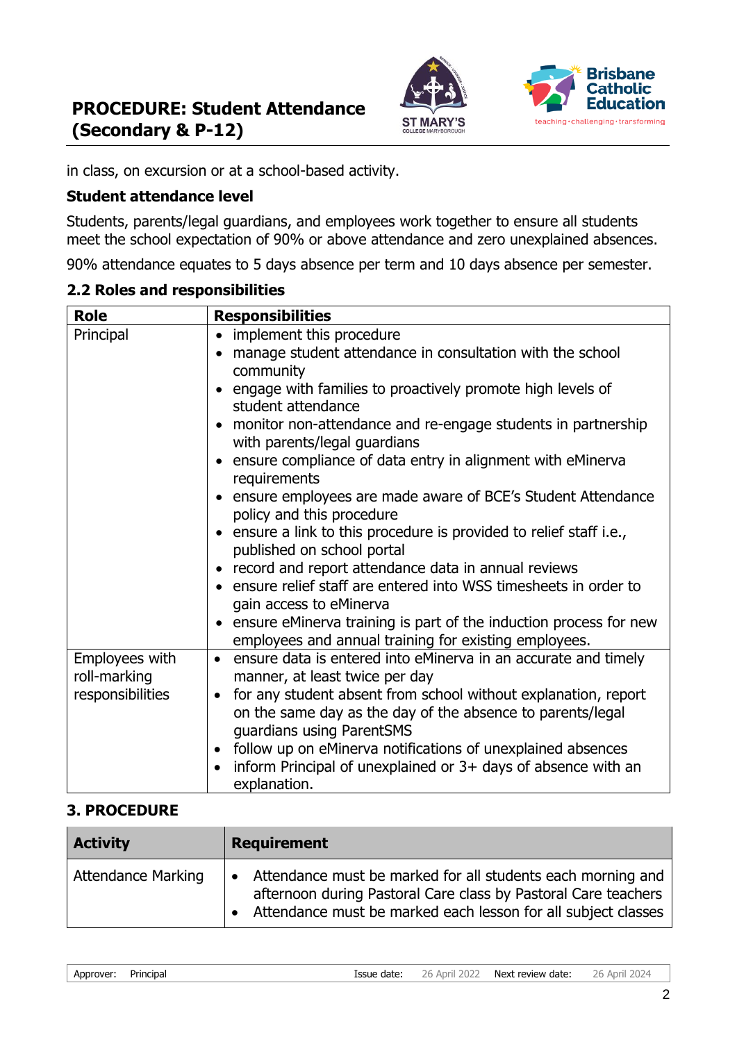in class, on excursion or at a school-based activity.

### Student attendance level

Students, parents/legal guardians, and employees work together to ensure all students meet the school expectation of 90% or above attendance and zero unexplained absences.

90% attendance equates to 5 days absence per term and 10 days absence per semester.

## 2.2 Roles and responsibilities

| Role | Responsibilities |
|---|---|
| Principal | • implement this procedure<br>• manage student attendance in consultation with the school community<br>• engage with families to proactively promote high levels of student attendance<br>• monitor non-attendance and re-engage students in partnership with parents/legal guardians<br>• ensure compliance of data entry in alignment with eMinerva requirements<br>• ensure employees are made aware of BCE's Student Attendance policy and this procedure<br>• ensure a link to this procedure is provided to relief staff i.e., published on school portal<br>• record and report attendance data in annual reviews<br>• ensure relief staff are entered into WSS timesheets in order to gain access to eMinerva<br>• ensure eMinerva training is part of the induction process for new employees and annual training for existing employees. |
| Employees with roll-marking responsibilities | • ensure data is entered into eMinerva in an accurate and timely manner, at least twice per day<br>• for any student absent from school without explanation, report on the same day as the day of the absence to parents/legal guardians using ParentSMS<br>• follow up on eMinerva notifications of unexplained absences<br>• inform Principal of unexplained or 3+ days of absence with an explanation. |

## 3. PROCEDURE

| Activity | Requirement |
|---|---|
| Attendance Marking | • Attendance must be marked for all students each morning and afternoon during Pastoral Care class by Pastoral Care teachers<br>• Attendance must be marked each lesson for all subject classes |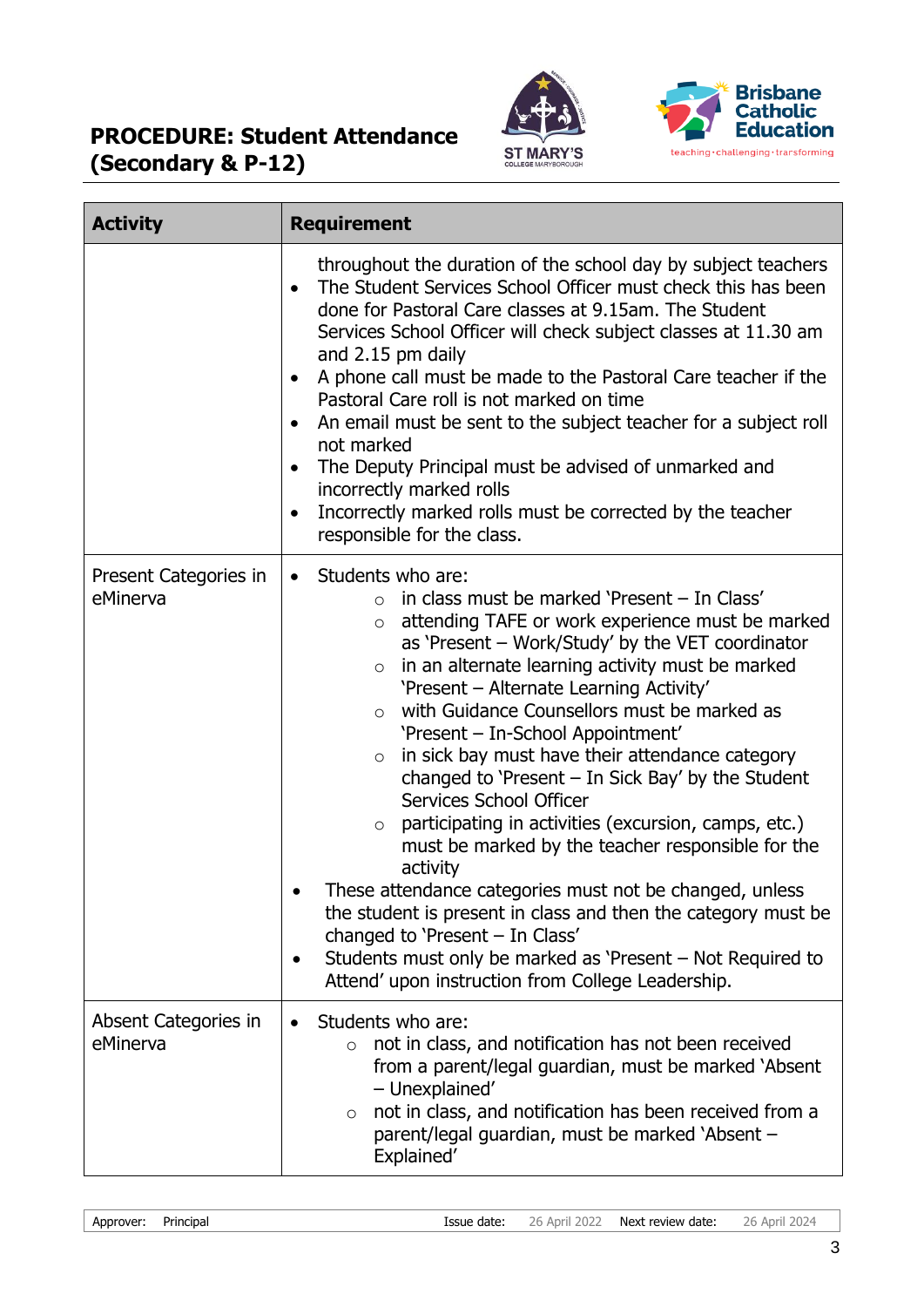| Activity | Requirement |
|---|---|
| | throughout the duration of the school day by subject teachers<br>• The Student Services School Officer must check this has been done for Pastoral Care classes at 9.15am. The Student Services School Officer will check subject classes at 11.30 am and 2.15 pm daily<br>• A phone call must be made to the Pastoral Care teacher if the Pastoral Care roll is not marked on time<br>• An email must be sent to the subject teacher for a subject roll not marked<br>• The Deputy Principal must be advised of unmarked and incorrectly marked rolls<br>• Incorrectly marked rolls must be corrected by the teacher responsible for the class. |
| Present Categories in eMinerva | • Students who are:<br>&nbsp;&nbsp;○ in class must be marked 'Present – In Class'<br>&nbsp;&nbsp;○ attending TAFE or work experience must be marked as 'Present – Work/Study' by the VET coordinator<br>&nbsp;&nbsp;○ in an alternate learning activity must be marked 'Present – Alternate Learning Activity'<br>&nbsp;&nbsp;○ with Guidance Counsellors must be marked as 'Present – In-School Appointment'<br>&nbsp;&nbsp;○ in sick bay must have their attendance category changed to 'Present – In Sick Bay' by the Student Services School Officer<br>&nbsp;&nbsp;○ participating in activities (excursion, camps, etc.) must be marked by the teacher responsible for the activity<br>• These attendance categories must not be changed, unless the student is present in class and then the category must be changed to 'Present – In Class'<br>• Students must only be marked as 'Present – Not Required to Attend' upon instruction from College Leadership. |
| Absent Categories in eMinerva | • Students who are:<br>&nbsp;&nbsp;○ not in class, and notification has not been received from a parent/legal guardian, must be marked 'Absent – Unexplained'<br>&nbsp;&nbsp;○ not in class, and notification has been received from a parent/legal guardian, must be marked 'Absent – Explained' |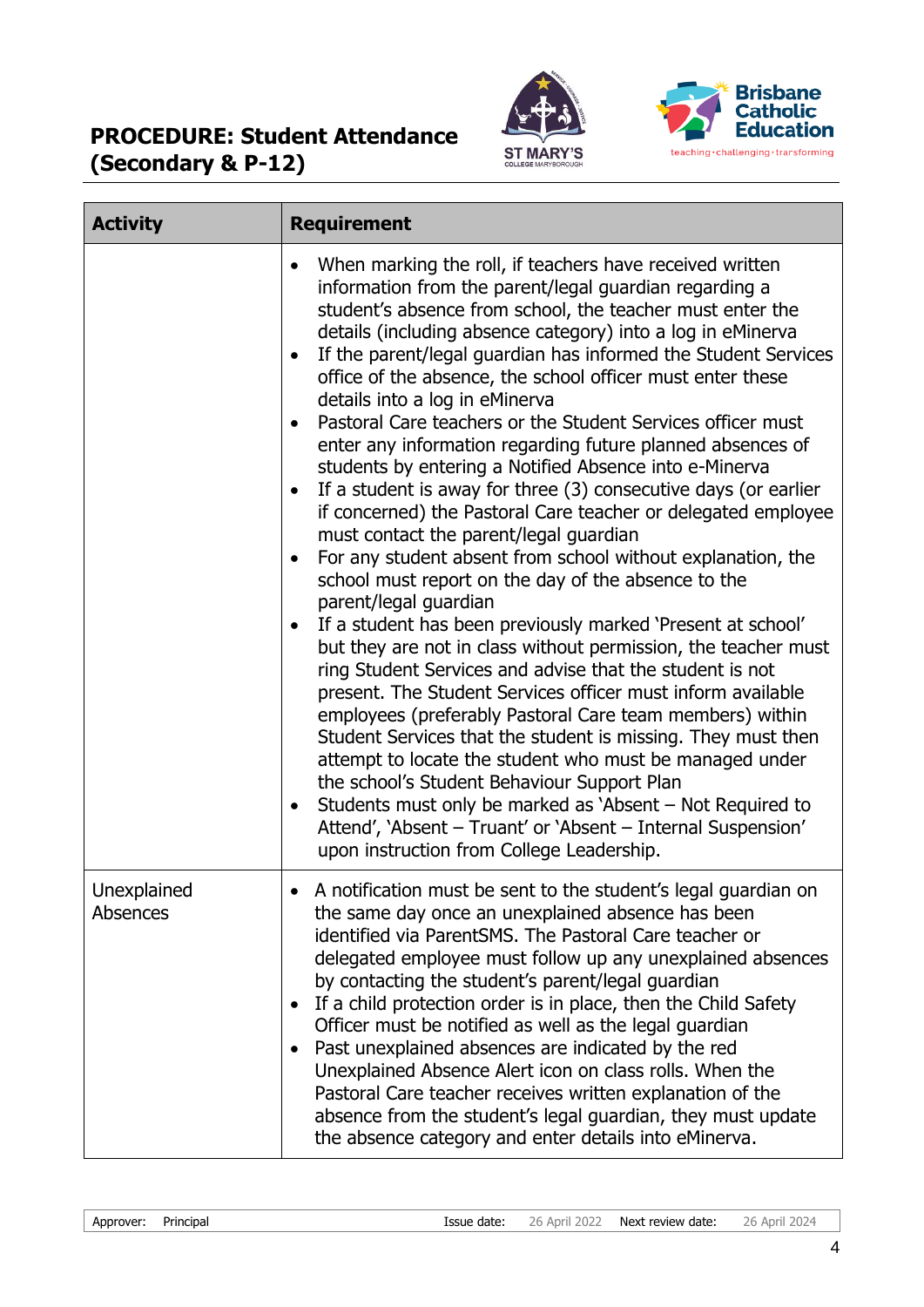| Activity | Requirement |
|---|---|
| | • When marking the roll, if teachers have received written information from the parent/legal guardian regarding a student's absence from school, the teacher must enter the details (including absence category) into a log in eMinerva<br>• If the parent/legal guardian has informed the Student Services office of the absence, the school officer must enter these details into a log in eMinerva<br>• Pastoral Care teachers or the Student Services officer must enter any information regarding future planned absences of students by entering a Notified Absence into e-Minerva<br>• If a student is away for three (3) consecutive days (or earlier if concerned) the Pastoral Care teacher or delegated employee must contact the parent/legal guardian<br>• For any student absent from school without explanation, the school must report on the day of the absence to the parent/legal guardian<br>• If a student has been previously marked 'Present at school' but they are not in class without permission, the teacher must ring Student Services and advise that the student is not present. The Student Services officer must inform available employees (preferably Pastoral Care team members) within Student Services that the student is missing. They must then attempt to locate the student who must be managed under the school's Student Behaviour Support Plan<br>• Students must only be marked as 'Absent – Not Required to Attend', 'Absent – Truant' or 'Absent – Internal Suspension' upon instruction from College Leadership. |
| Unexplained Absences | • A notification must be sent to the student's legal guardian on the same day once an unexplained absence has been identified via ParentSMS. The Pastoral Care teacher or delegated employee must follow up any unexplained absences by contacting the student's parent/legal guardian<br>• If a child protection order is in place, then the Child Safety Officer must be notified as well as the legal guardian<br>• Past unexplained absences are indicated by the red Unexplained Absence Alert icon on class rolls. When the Pastoral Care teacher receives written explanation of the absence from the student's legal guardian, they must update the absence category and enter details into eMinerva. |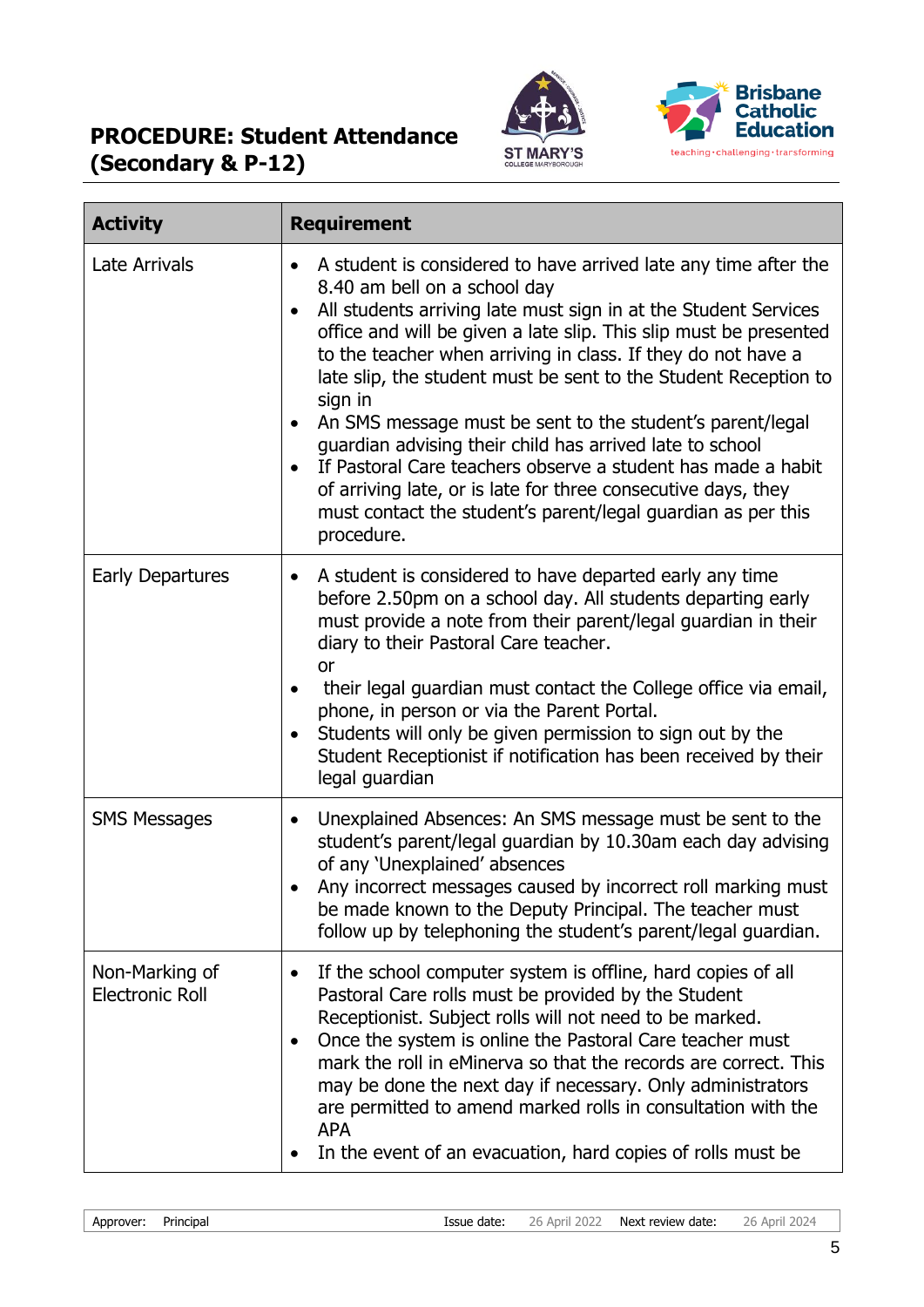| Activity | Requirement |
|---|---|
| Late Arrivals | • A student is considered to have arrived late any time after the 8.40 am bell on a school day<br>• All students arriving late must sign in at the Student Services office and will be given a late slip. This slip must be presented to the teacher when arriving in class. If they do not have a late slip, the student must be sent to the Student Reception to sign in<br>• An SMS message must be sent to the student's parent/legal guardian advising their child has arrived late to school<br>• If Pastoral Care teachers observe a student has made a habit of arriving late, or is late for three consecutive days, they must contact the student's parent/legal guardian as per this procedure. |
| Early Departures | • A student is considered to have departed early any time before 2.50pm on a school day. All students departing early must provide a note from their parent/legal guardian in their diary to their Pastoral Care teacher.<br>or<br>• their legal guardian must contact the College office via email, phone, in person or via the Parent Portal.<br>• Students will only be given permission to sign out by the Student Receptionist if notification has been received by their legal guardian |
| SMS Messages | • Unexplained Absences: An SMS message must be sent to the student's parent/legal guardian by 10.30am each day advising of any 'Unexplained' absences<br>• Any incorrect messages caused by incorrect roll marking must be made known to the Deputy Principal. The teacher must follow up by telephoning the student's parent/legal guardian. |
| Non-Marking of Electronic Roll | • If the school computer system is offline, hard copies of all Pastoral Care rolls must be provided by the Student Receptionist. Subject rolls will not need to be marked.<br>• Once the system is online the Pastoral Care teacher must mark the roll in eMinerva so that the records are correct. This may be done the next day if necessary. Only administrators are permitted to amend marked rolls in consultation with the APA<br>• In the event of an evacuation, hard copies of rolls must be |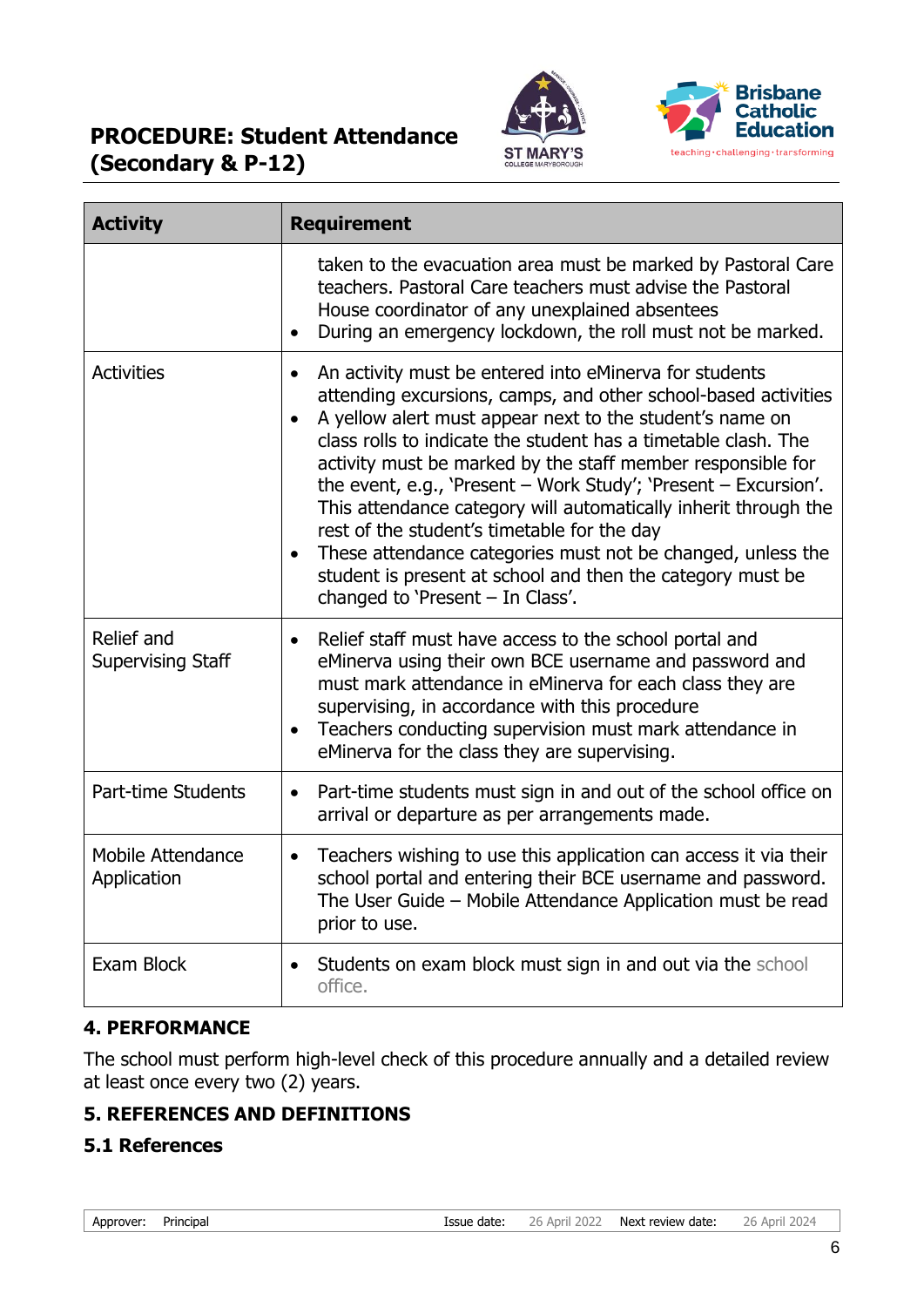| Activity | Requirement |
| --- | --- |
| | taken to the evacuation area must be marked by Pastoral Care teachers. Pastoral Care teachers must advise the Pastoral House coordinator of any unexplained absentees<br>• During an emergency lockdown, the roll must not be marked. |
| Activities | • An activity must be entered into eMinerva for students attending excursions, camps, and other school-based activities<br>• A yellow alert must appear next to the student's name on class rolls to indicate the student has a timetable clash. The activity must be marked by the staff member responsible for the event, e.g., 'Present – Work Study'; 'Present – Excursion'. This attendance category will automatically inherit through the rest of the student's timetable for the day<br>• These attendance categories must not be changed, unless the student is present at school and then the category must be changed to 'Present – In Class'. |
| Relief and Supervising Staff | • Relief staff must have access to the school portal and eMinerva using their own BCE username and password and must mark attendance in eMinerva for each class they are supervising, in accordance with this procedure<br>• Teachers conducting supervision must mark attendance in eMinerva for the class they are supervising. |
| Part-time Students | • Part-time students must sign in and out of the school office on arrival or departure as per arrangements made. |
| Mobile Attendance Application | • Teachers wishing to use this application can access it via their school portal and entering their BCE username and password. The User Guide – Mobile Attendance Application must be read prior to use. |
| Exam Block | • Students on exam block must sign in and out via the school office. |

## 4. PERFORMANCE

The school must perform high-level check of this procedure annually and a detailed review at least once every two (2) years.

## 5. REFERENCES AND DEFINITIONS

### 5.1 References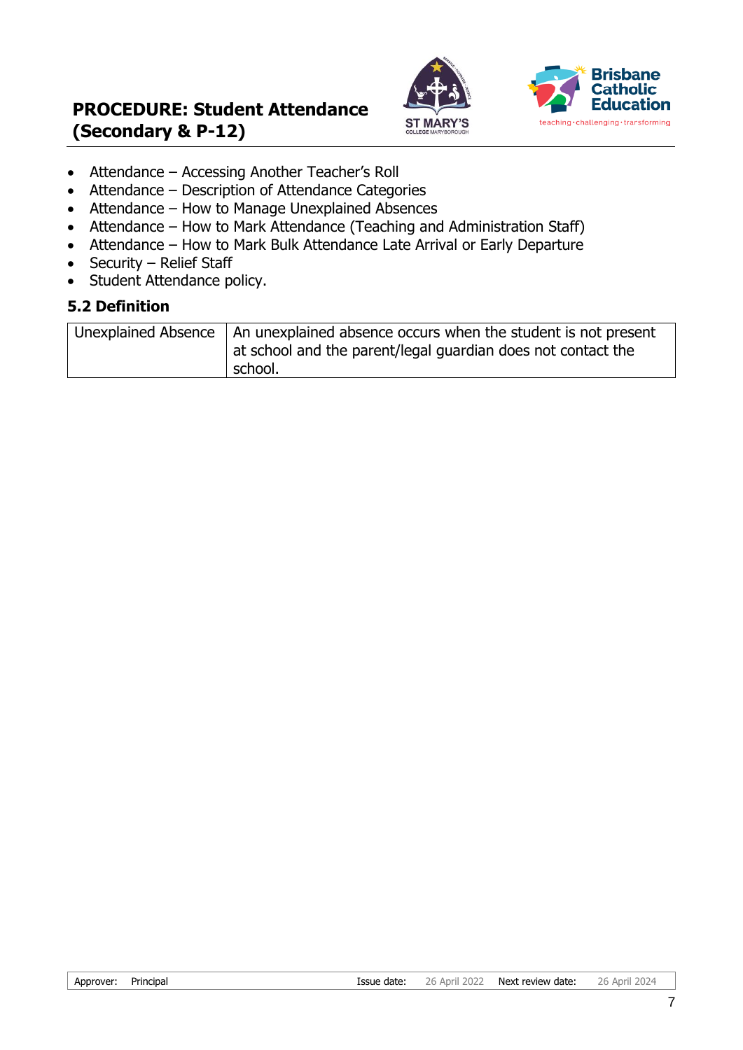- Attendance – Accessing Another Teacher's Roll
- Attendance – Description of Attendance Categories
- Attendance – How to Manage Unexplained Absences
- Attendance – How to Mark Attendance (Teaching and Administration Staff)
- Attendance – How to Mark Bulk Attendance Late Arrival or Early Departure
- Security – Relief Staff
- Student Attendance policy.

### 5.2 Definition

| | |
|---|---|
| Unexplained Absence | An unexplained absence occurs when the student is not present at school and the parent/legal guardian does not contact the school. |